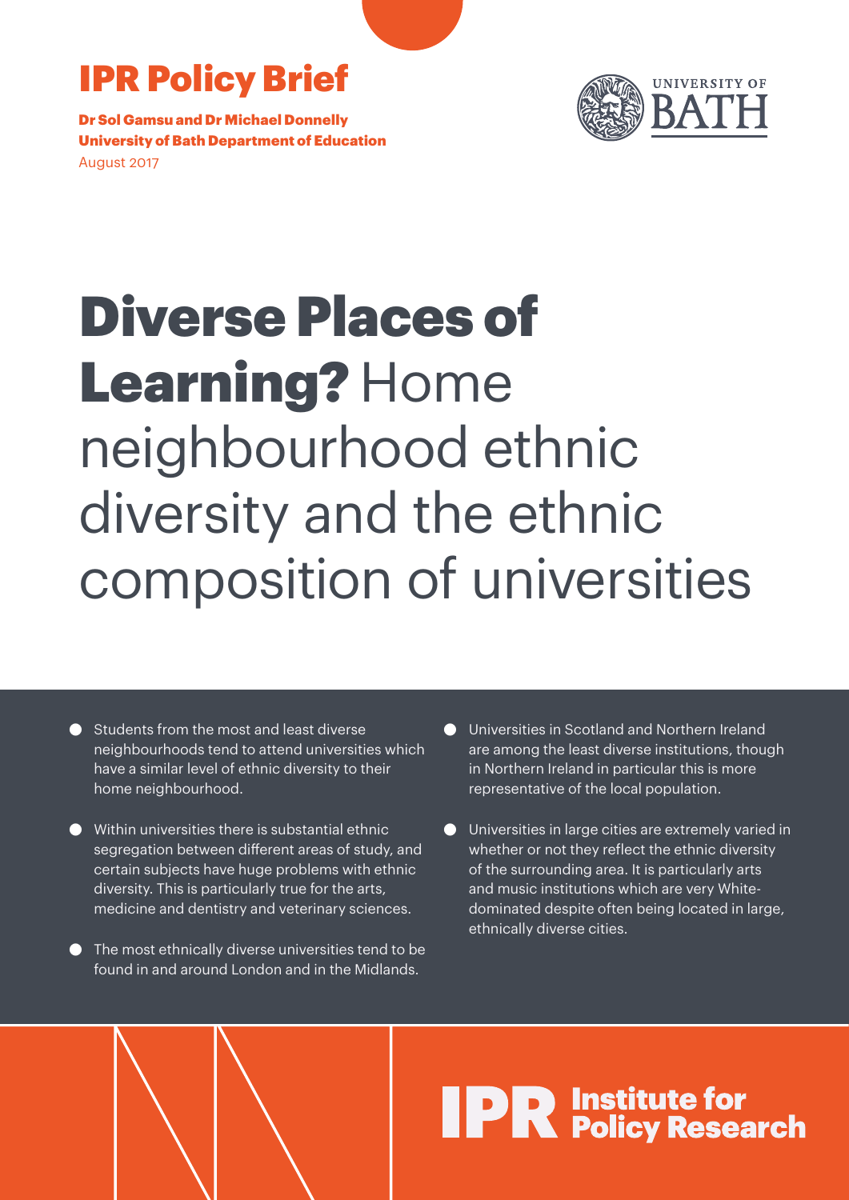**IPR Policy Brief**

**Dr Sol Gamsu and Dr Michael Donnelly**
**University of Bath Department of Education**
August 2017

# **Diverse Places of Learning?** Home neighbourhood ethnic diversity and the ethnic composition of universities

- Students from the most and least diverse neighbourhoods tend to attend universities which have a similar level of ethnic diversity to their home neighbourhood.
- Within universities there is substantial ethnic segregation between different areas of study, and certain subjects have huge problems with ethnic diversity. This is particularly true for the arts, medicine and dentistry and veterinary sciences.
- The most ethnically diverse universities tend to be found in and around London and in the Midlands.
- Universities in Scotland and Northern Ireland are among the least diverse institutions, though in Northern Ireland in particular this is more representative of the local population.
- Universities in large cities are extremely varied in whether or not they reflect the ethnic diversity of the surrounding area. It is particularly arts and music institutions which are very White-dominated despite often being located in large, ethnically diverse cities.

**IPR Institute for Policy Research**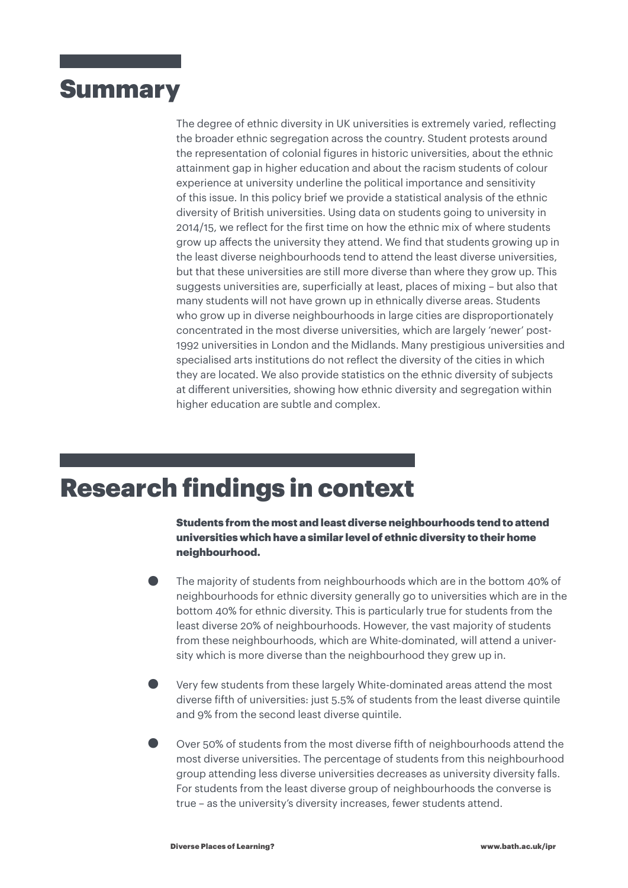## Summary

The degree of ethnic diversity in UK universities is extremely varied, reflecting the broader ethnic segregation across the country. Student protests around the representation of colonial figures in historic universities, about the ethnic attainment gap in higher education and about the racism students of colour experience at university underline the political importance and sensitivity of this issue. In this policy brief we provide a statistical analysis of the ethnic diversity of British universities. Using data on students going to university in 2014/15, we reflect for the first time on how the ethnic mix of where students grow up affects the university they attend. We find that students growing up in the least diverse neighbourhoods tend to attend the least diverse universities, but that these universities are still more diverse than where they grow up. This suggests universities are, superficially at least, places of mixing – but also that many students will not have grown up in ethnically diverse areas. Students who grow up in diverse neighbourhoods in large cities are disproportionately concentrated in the most diverse universities, which are largely 'newer' post-1992 universities in London and the Midlands. Many prestigious universities and specialised arts institutions do not reflect the diversity of the cities in which they are located. We also provide statistics on the ethnic diversity of subjects at different universities, showing how ethnic diversity and segregation within higher education are subtle and complex.

## Research findings in context

**Students from the most and least diverse neighbourhoods tend to attend universities which have a similar level of ethnic diversity to their home neighbourhood.**

- The majority of students from neighbourhoods which are in the bottom 40% of neighbourhoods for ethnic diversity generally go to universities which are in the bottom 40% for ethnic diversity. This is particularly true for students from the least diverse 20% of neighbourhoods. However, the vast majority of students from these neighbourhoods, which are White-dominated, will attend a university which is more diverse than the neighbourhood they grew up in.
- Very few students from these largely White-dominated areas attend the most diverse fifth of universities: just 5.5% of students from the least diverse quintile and 9% from the second least diverse quintile.
- Over 50% of students from the most diverse fifth of neighbourhoods attend the most diverse universities. The percentage of students from this neighbourhood group attending less diverse universities decreases as university diversity falls. For students from the least diverse group of neighbourhoods the converse is true – as the university's diversity increases, fewer students attend.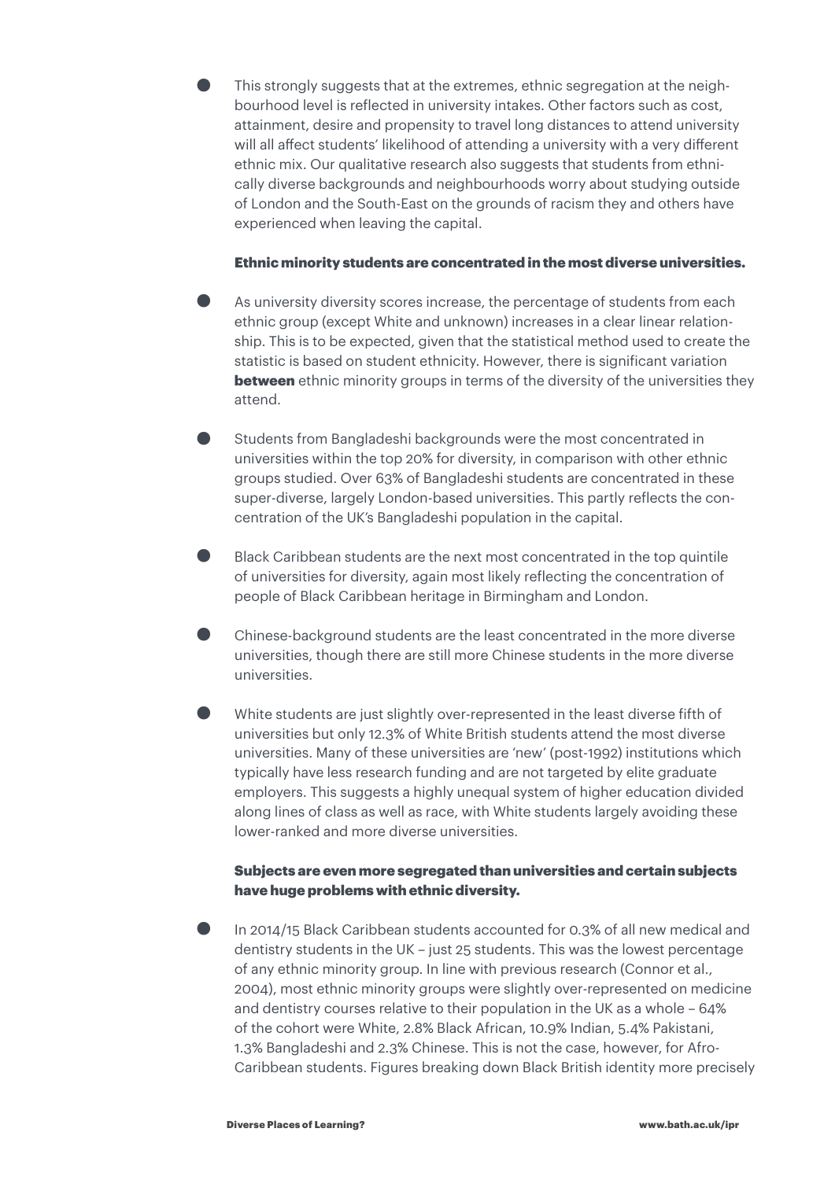- This strongly suggests that at the extremes, ethnic segregation at the neighbourhood level is reflected in university intakes. Other factors such as cost, attainment, desire and propensity to travel long distances to attend university will all affect students' likelihood of attending a university with a very different ethnic mix. Our qualitative research also suggests that students from ethnically diverse backgrounds and neighbourhoods worry about studying outside of London and the South-East on the grounds of racism they and others have experienced when leaving the capital.

**Ethnic minority students are concentrated in the most diverse universities.**

- As university diversity scores increase, the percentage of students from each ethnic group (except White and unknown) increases in a clear linear relationship. This is to be expected, given that the statistical method used to create the statistic is based on student ethnicity. However, there is significant variation **between** ethnic minority groups in terms of the diversity of the universities they attend.

- Students from Bangladeshi backgrounds were the most concentrated in universities within the top 20% for diversity, in comparison with other ethnic groups studied. Over 63% of Bangladeshi students are concentrated in these super-diverse, largely London-based universities. This partly reflects the concentration of the UK's Bangladeshi population in the capital.

- Black Caribbean students are the next most concentrated in the top quintile of universities for diversity, again most likely reflecting the concentration of people of Black Caribbean heritage in Birmingham and London.

- Chinese-background students are the least concentrated in the more diverse universities, though there are still more Chinese students in the more diverse universities.

- White students are just slightly over-represented in the least diverse fifth of universities but only 12.3% of White British students attend the most diverse universities. Many of these universities are 'new' (post-1992) institutions which typically have less research funding and are not targeted by elite graduate employers. This suggests a highly unequal system of higher education divided along lines of class as well as race, with White students largely avoiding these lower-ranked and more diverse universities.

**Subjects are even more segregated than universities and certain subjects have huge problems with ethnic diversity.**

- In 2014/15 Black Caribbean students accounted for 0.3% of all new medical and dentistry students in the UK – just 25 students. This was the lowest percentage of any ethnic minority group. In line with previous research (Connor et al., 2004), most ethnic minority groups were slightly over-represented on medicine and dentistry courses relative to their population in the UK as a whole – 64% of the cohort were White, 2.8% Black African, 10.9% Indian, 5.4% Pakistani, 1.3% Bangladeshi and 2.3% Chinese. This is not the case, however, for Afro-Caribbean students. Figures breaking down Black British identity more precisely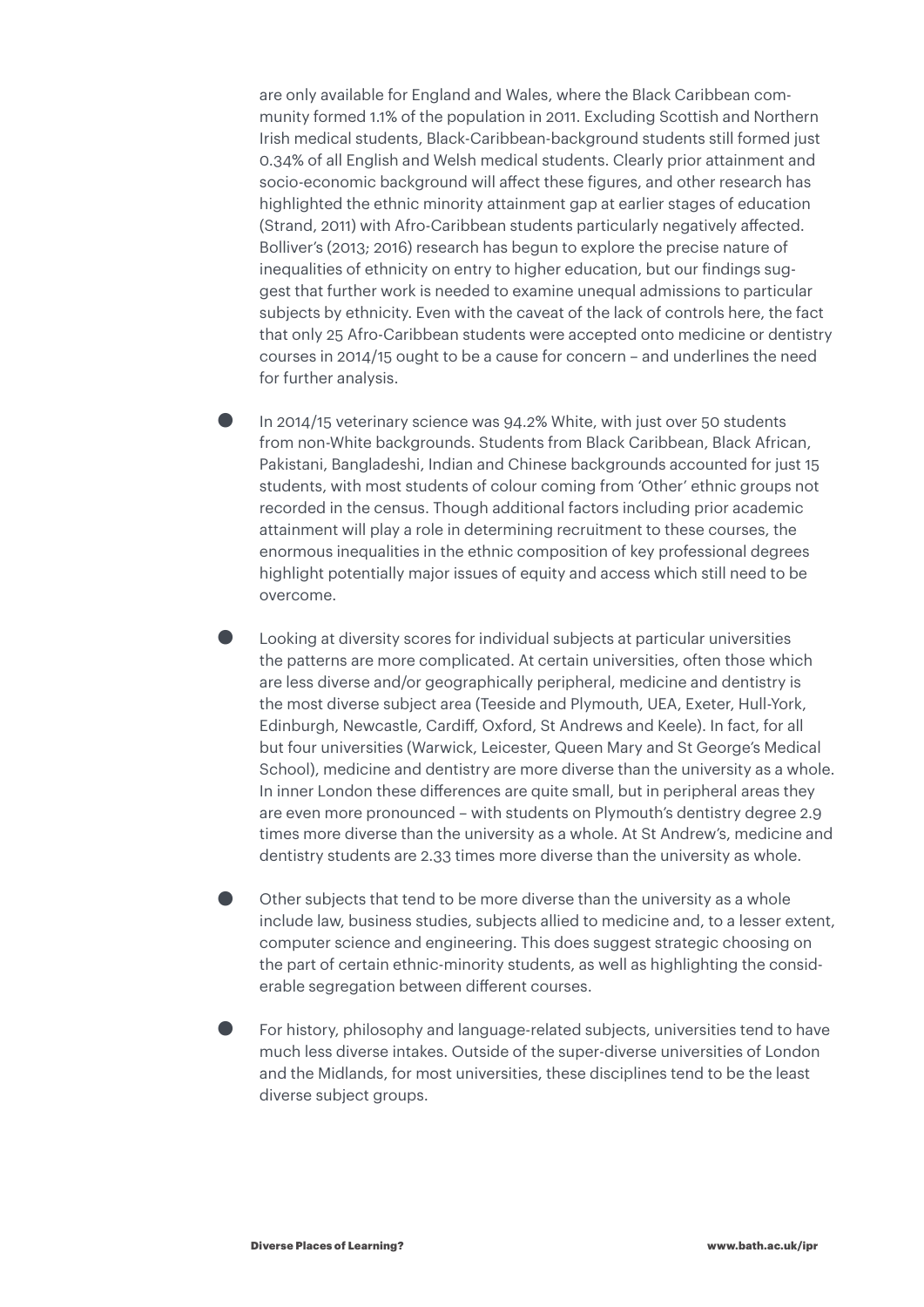are only available for England and Wales, where the Black Caribbean community formed 1.1% of the population in 2011. Excluding Scottish and Northern Irish medical students, Black-Caribbean-background students still formed just 0.34% of all English and Welsh medical students. Clearly prior attainment and socio-economic background will affect these figures, and other research has highlighted the ethnic minority attainment gap at earlier stages of education (Strand, 2011) with Afro-Caribbean students particularly negatively affected. Bolliver's (2013; 2016) research has begun to explore the precise nature of inequalities of ethnicity on entry to higher education, but our findings suggest that further work is needed to examine unequal admissions to particular subjects by ethnicity. Even with the caveat of the lack of controls here, the fact that only 25 Afro-Caribbean students were accepted onto medicine or dentistry courses in 2014/15 ought to be a cause for concern – and underlines the need for further analysis.

- In 2014/15 veterinary science was 94.2% White, with just over 50 students from non-White backgrounds. Students from Black Caribbean, Black African, Pakistani, Bangladeshi, Indian and Chinese backgrounds accounted for just 15 students, with most students of colour coming from 'Other' ethnic groups not recorded in the census. Though additional factors including prior academic attainment will play a role in determining recruitment to these courses, the enormous inequalities in the ethnic composition of key professional degrees highlight potentially major issues of equity and access which still need to be overcome.

- Looking at diversity scores for individual subjects at particular universities the patterns are more complicated. At certain universities, often those which are less diverse and/or geographically peripheral, medicine and dentistry is the most diverse subject area (Teeside and Plymouth, UEA, Exeter, Hull-York, Edinburgh, Newcastle, Cardiff, Oxford, St Andrews and Keele). In fact, for all but four universities (Warwick, Leicester, Queen Mary and St George's Medical School), medicine and dentistry are more diverse than the university as a whole. In inner London these differences are quite small, but in peripheral areas they are even more pronounced – with students on Plymouth's dentistry degree 2.9 times more diverse than the university as a whole. At St Andrew's, medicine and dentistry students are 2.33 times more diverse than the university as whole.

- Other subjects that tend to be more diverse than the university as a whole include law, business studies, subjects allied to medicine and, to a lesser extent, computer science and engineering. This does suggest strategic choosing on the part of certain ethnic-minority students, as well as highlighting the considerable segregation between different courses.

- For history, philosophy and language-related subjects, universities tend to have much less diverse intakes. Outside of the super-diverse universities of London and the Midlands, for most universities, these disciplines tend to be the least diverse subject groups.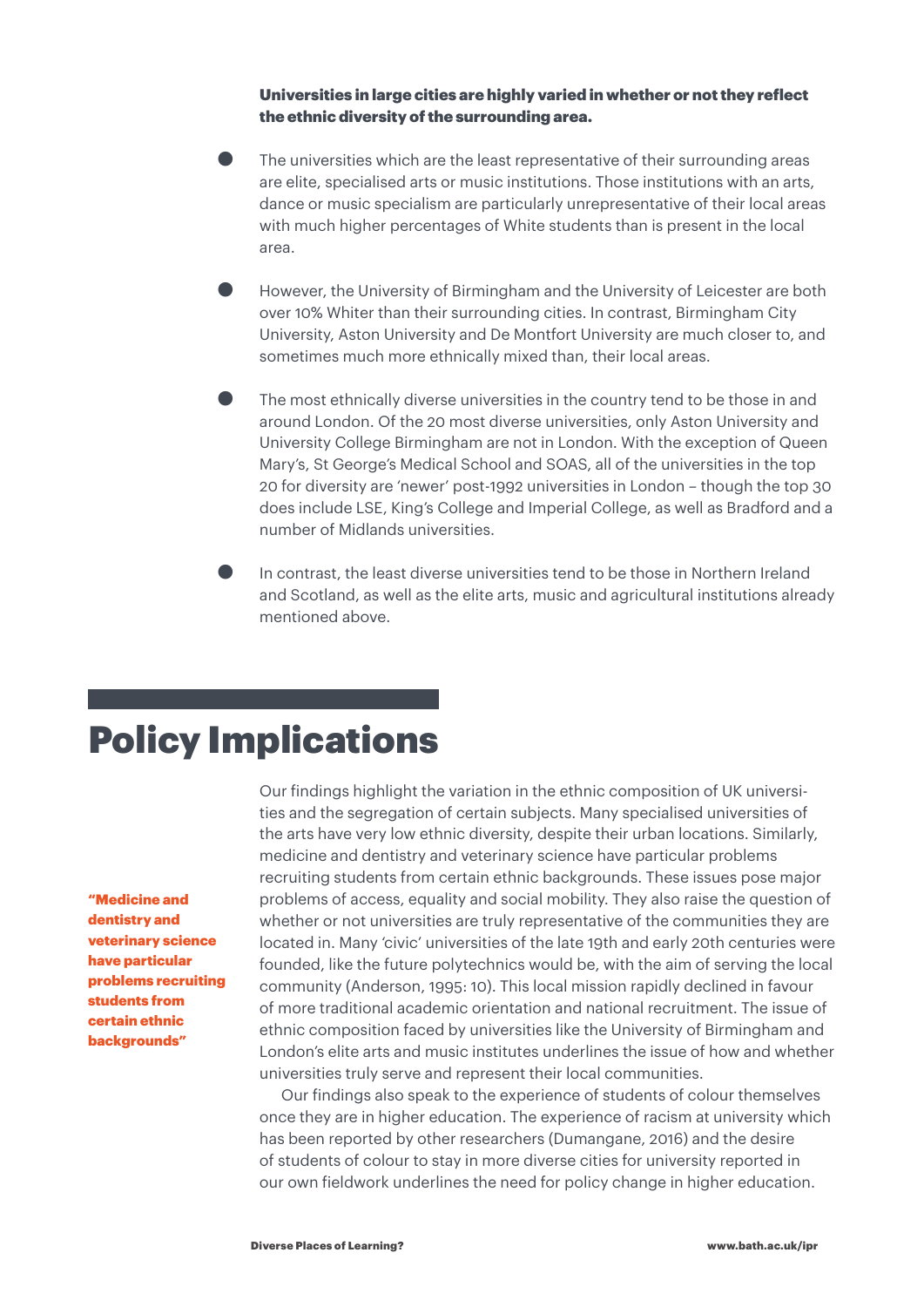**Universities in large cities are highly varied in whether or not they reflect the ethnic diversity of the surrounding area.**

- The universities which are the least representative of their surrounding areas are elite, specialised arts or music institutions. Those institutions with an arts, dance or music specialism are particularly unrepresentative of their local areas with much higher percentages of White students than is present in the local area.

- However, the University of Birmingham and the University of Leicester are both over 10% Whiter than their surrounding cities. In contrast, Birmingham City University, Aston University and De Montfort University are much closer to, and sometimes much more ethnically mixed than, their local areas.

- The most ethnically diverse universities in the country tend to be those in and around London. Of the 20 most diverse universities, only Aston University and University College Birmingham are not in London. With the exception of Queen Mary's, St George's Medical School and SOAS, all of the universities in the top 20 for diversity are 'newer' post-1992 universities in London – though the top 30 does include LSE, King's College and Imperial College, as well as Bradford and a number of Midlands universities.

- In contrast, the least diverse universities tend to be those in Northern Ireland and Scotland, as well as the elite arts, music and agricultural institutions already mentioned above.

# Policy Implications

**"Medicine and dentistry and veterinary science have particular problems recruiting students from certain ethnic backgrounds"**

Our findings highlight the variation in the ethnic composition of UK universities and the segregation of certain subjects. Many specialised universities of the arts have very low ethnic diversity, despite their urban locations. Similarly, medicine and dentistry and veterinary science have particular problems recruiting students from certain ethnic backgrounds. These issues pose major problems of access, equality and social mobility. They also raise the question of whether or not universities are truly representative of the communities they are located in. Many 'civic' universities of the late 19th and early 20th centuries were founded, like the future polytechnics would be, with the aim of serving the local community (Anderson, 1995: 10). This local mission rapidly declined in favour of more traditional academic orientation and national recruitment. The issue of ethnic composition faced by universities like the University of Birmingham and London's elite arts and music institutes underlines the issue of how and whether universities truly serve and represent their local communities.

Our findings also speak to the experience of students of colour themselves once they are in higher education. The experience of racism at university which has been reported by other researchers (Dumangane, 2016) and the desire of students of colour to stay in more diverse cities for university reported in our own fieldwork underlines the need for policy change in higher education.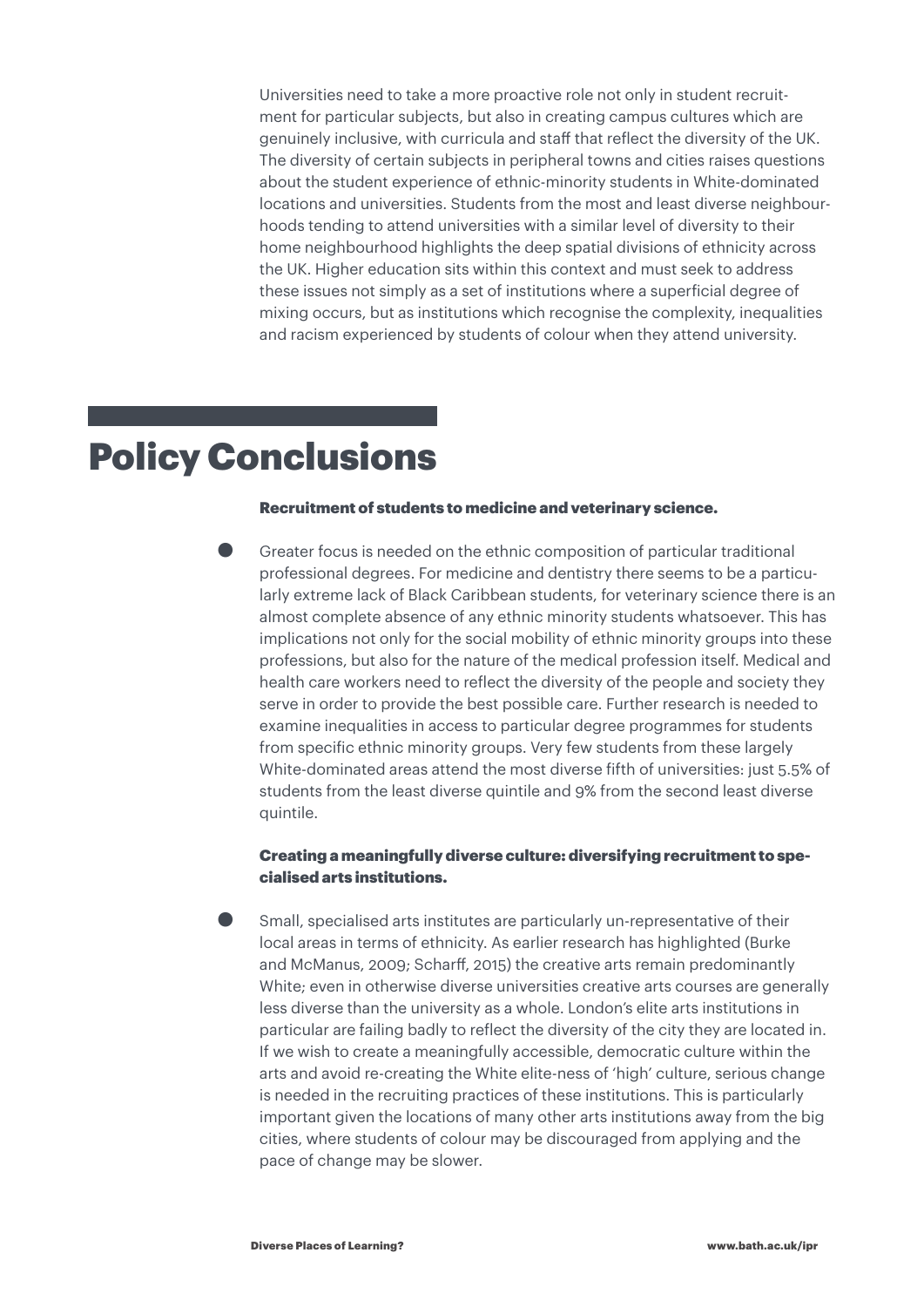Universities need to take a more proactive role not only in student recruitment for particular subjects, but also in creating campus cultures which are genuinely inclusive, with curricula and staff that reflect the diversity of the UK. The diversity of certain subjects in peripheral towns and cities raises questions about the student experience of ethnic-minority students in White-dominated locations and universities. Students from the most and least diverse neighbourhoods tending to attend universities with a similar level of diversity to their home neighbourhood highlights the deep spatial divisions of ethnicity across the UK. Higher education sits within this context and must seek to address these issues not simply as a set of institutions where a superficial degree of mixing occurs, but as institutions which recognise the complexity, inequalities and racism experienced by students of colour when they attend university.

# Policy Conclusions

**Recruitment of students to medicine and veterinary science.**

- Greater focus is needed on the ethnic composition of particular traditional professional degrees. For medicine and dentistry there seems to be a particularly extreme lack of Black Caribbean students, for veterinary science there is an almost complete absence of any ethnic minority students whatsoever. This has implications not only for the social mobility of ethnic minority groups into these professions, but also for the nature of the medical profession itself. Medical and health care workers need to reflect the diversity of the people and society they serve in order to provide the best possible care. Further research is needed to examine inequalities in access to particular degree programmes for students from specific ethnic minority groups. Very few students from these largely White-dominated areas attend the most diverse fifth of universities: just 5.5% of students from the least diverse quintile and 9% from the second least diverse quintile.

**Creating a meaningfully diverse culture: diversifying recruitment to specialised arts institutions.**

- Small, specialised arts institutes are particularly un-representative of their local areas in terms of ethnicity. As earlier research has highlighted (Burke and McManus, 2009; Scharff, 2015) the creative arts remain predominantly White; even in otherwise diverse universities creative arts courses are generally less diverse than the university as a whole. London's elite arts institutions in particular are failing badly to reflect the diversity of the city they are located in. If we wish to create a meaningfully accessible, democratic culture within the arts and avoid re-creating the White elite-ness of 'high' culture, serious change is needed in the recruiting practices of these institutions. This is particularly important given the locations of many other arts institutions away from the big cities, where students of colour may be discouraged from applying and the pace of change may be slower.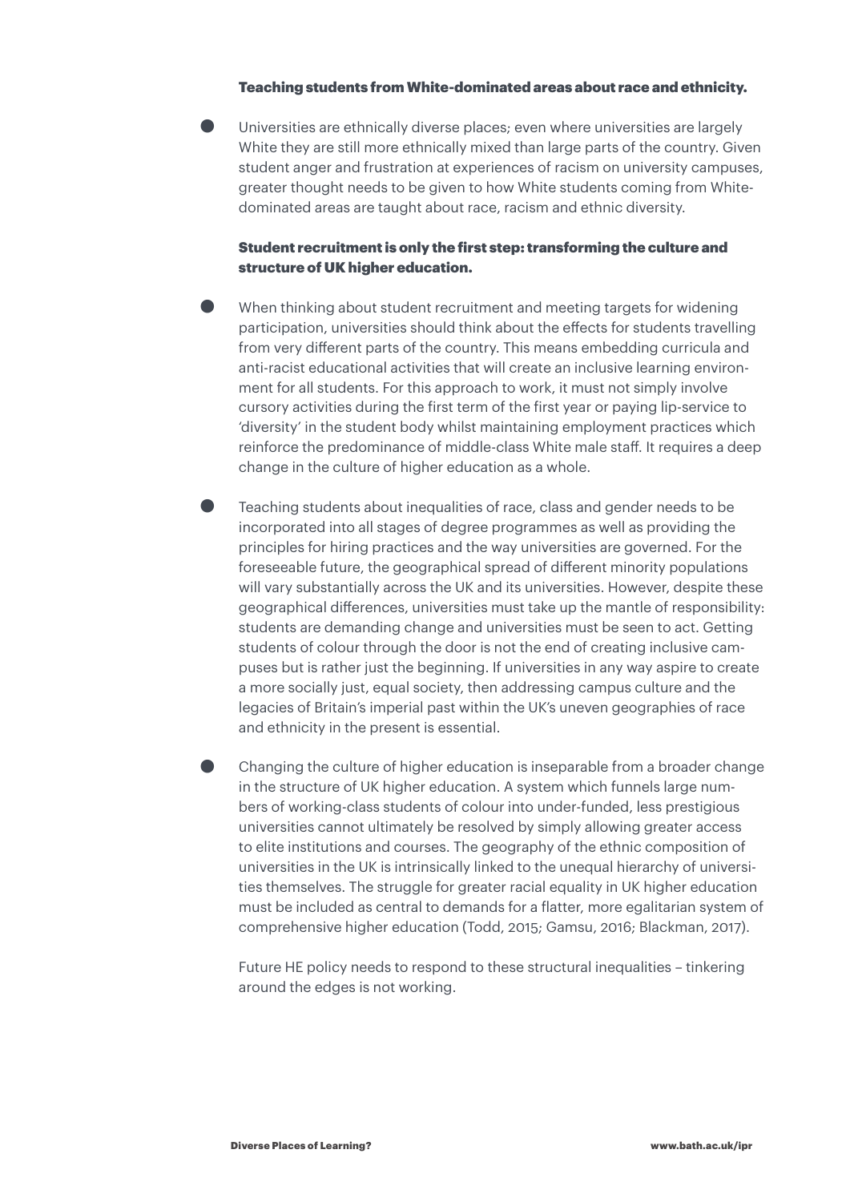**Teaching students from White-dominated areas about race and ethnicity.**

- Universities are ethnically diverse places; even where universities are largely White they are still more ethnically mixed than large parts of the country. Given student anger and frustration at experiences of racism on university campuses, greater thought needs to be given to how White students coming from White-dominated areas are taught about race, racism and ethnic diversity.

**Student recruitment is only the first step: transforming the culture and structure of UK higher education.**

- When thinking about student recruitment and meeting targets for widening participation, universities should think about the effects for students travelling from very different parts of the country. This means embedding curricula and anti-racist educational activities that will create an inclusive learning environment for all students. For this approach to work, it must not simply involve cursory activities during the first term of the first year or paying lip-service to 'diversity' in the student body whilst maintaining employment practices which reinforce the predominance of middle-class White male staff. It requires a deep change in the culture of higher education as a whole.

- Teaching students about inequalities of race, class and gender needs to be incorporated into all stages of degree programmes as well as providing the principles for hiring practices and the way universities are governed. For the foreseeable future, the geographical spread of different minority populations will vary substantially across the UK and its universities. However, despite these geographical differences, universities must take up the mantle of responsibility: students are demanding change and universities must be seen to act. Getting students of colour through the door is not the end of creating inclusive campuses but is rather just the beginning. If universities in any way aspire to create a more socially just, equal society, then addressing campus culture and the legacies of Britain's imperial past within the UK's uneven geographies of race and ethnicity in the present is essential.

- Changing the culture of higher education is inseparable from a broader change in the structure of UK higher education. A system which funnels large numbers of working-class students of colour into under-funded, less prestigious universities cannot ultimately be resolved by simply allowing greater access to elite institutions and courses. The geography of the ethnic composition of universities in the UK is intrinsically linked to the unequal hierarchy of universities themselves. The struggle for greater racial equality in UK higher education must be included as central to demands for a flatter, more egalitarian system of comprehensive higher education (Todd, 2015; Gamsu, 2016; Blackman, 2017).

Future HE policy needs to respond to these structural inequalities – tinkering around the edges is not working.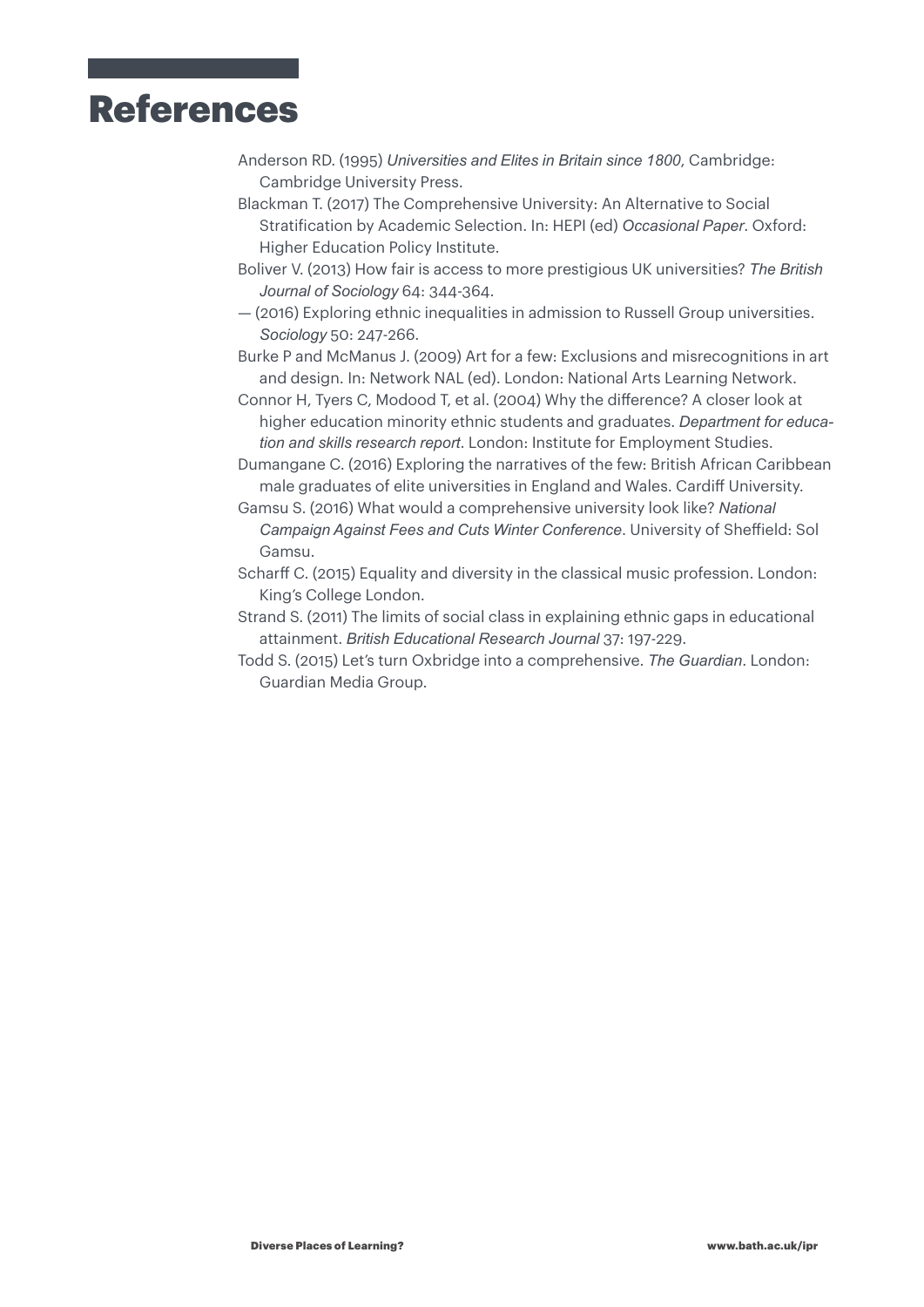# References

Anderson RD. (1995) *Universities and Elites in Britain since 1800*, Cambridge: Cambridge University Press.

Blackman T. (2017) The Comprehensive University: An Alternative to Social Stratification by Academic Selection. In: HEPI (ed) *Occasional Paper*. Oxford: Higher Education Policy Institute.

Boliver V. (2013) How fair is access to more prestigious UK universities? *The British Journal of Sociology* 64: 344-364.

— (2016) Exploring ethnic inequalities in admission to Russell Group universities. *Sociology* 50: 247-266.

Burke P and McManus J. (2009) Art for a few: Exclusions and misrecognitions in art and design. In: Network NAL (ed). London: National Arts Learning Network.

Connor H, Tyers C, Modood T, et al. (2004) Why the difference? A closer look at higher education minority ethnic students and graduates. *Department for education and skills research report*. London: Institute for Employment Studies.

Dumangane C. (2016) Exploring the narratives of the few: British African Caribbean male graduates of elite universities in England and Wales. Cardiff University.

Gamsu S. (2016) What would a comprehensive university look like? *National Campaign Against Fees and Cuts Winter Conference*. University of Sheffield: Sol Gamsu.

Scharff C. (2015) Equality and diversity in the classical music profession. London: King's College London.

Strand S. (2011) The limits of social class in explaining ethnic gaps in educational attainment. *British Educational Research Journal* 37: 197-229.

Todd S. (2015) Let's turn Oxbridge into a comprehensive. *The Guardian*. London: Guardian Media Group.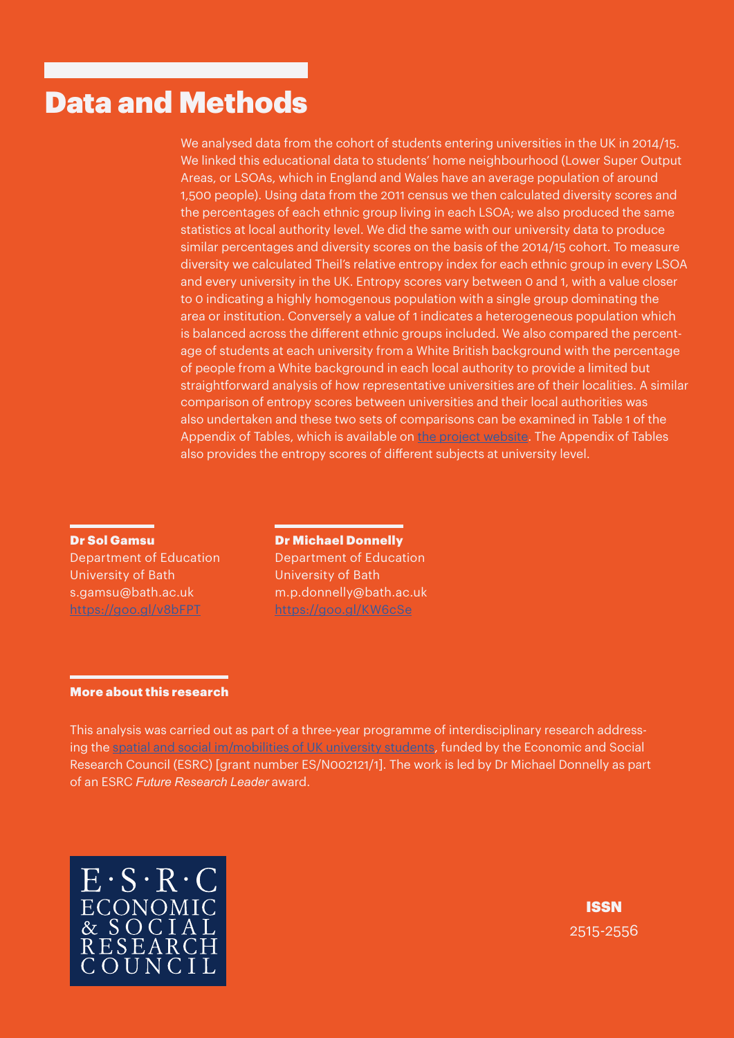# Data and Methods

We analysed data from the cohort of students entering universities in the UK in 2014/15. We linked this educational data to students' home neighbourhood (Lower Super Output Areas, or LSOAs, which in England and Wales have an average population of around 1,500 people). Using data from the 2011 census we then calculated diversity scores and the percentages of each ethnic group living in each LSOA; we also produced the same statistics at local authority level. We did the same with our university data to produce similar percentages and diversity scores on the basis of the 2014/15 cohort. To measure diversity we calculated Theil's relative entropy index for each ethnic group in every LSOA and every university in the UK. Entropy scores vary between 0 and 1, with a value closer to 0 indicating a highly homogenous population with a single group dominating the area or institution. Conversely a value of 1 indicates a heterogeneous population which is balanced across the different ethnic groups included. We also compared the percentage of students at each university from a White British background with the percentage of people from a White background in each local authority to provide a limited but straightforward analysis of how representative universities are of their localities. A similar comparison of entropy scores between universities and their local authorities was also undertaken and these two sets of comparisons can be examined in Table 1 of the Appendix of Tables, which is available on the project website. The Appendix of Tables also provides the entropy scores of different subjects at university level.

**Dr Sol Gamsu**
Department of Education
University of Bath
s.gamsu@bath.ac.uk
https://goo.gl/v8bFPT

**Dr Michael Donnelly**
Department of Education
University of Bath
m.p.donnelly@bath.ac.uk
https://goo.gl/KW6cSe

**More about this research**

This analysis was carried out as part of a three-year programme of interdisciplinary research addressing the spatial and social im/mobilities of UK university students, funded by the Economic and Social Research Council (ESRC) [grant number ES/N002121/1]. The work is led by Dr Michael Donnelly as part of an ESRC *Future Research Leader* award.

E·S·R·C ECONOMIC & SOCIAL RESEARCH COUNCIL

**ISSN**
2515-2556